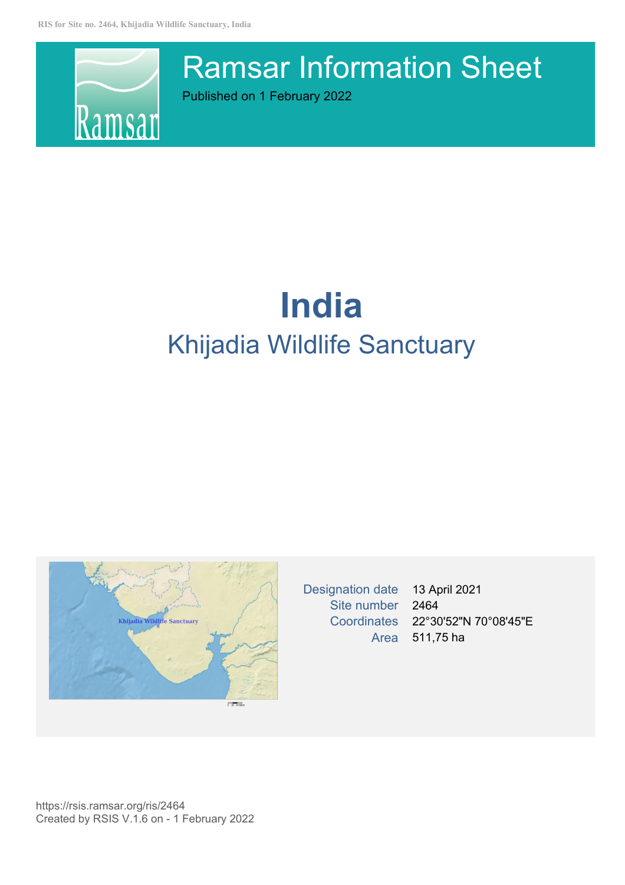# Ramsar Information Sheet

Published on 1 February 2022

# India

## Khijadia Wildlife Sanctuary

| | |
|---|---|
| Designation date | 13 April 2021 |
| Site number | 2464 |
| Coordinates | 22°30'52"N 70°08'45"E |
| Area | 511,75 ha |

https://rsis.ramsar.org/ris/2464
Created by RSIS V.1.6 on - 1 February 2022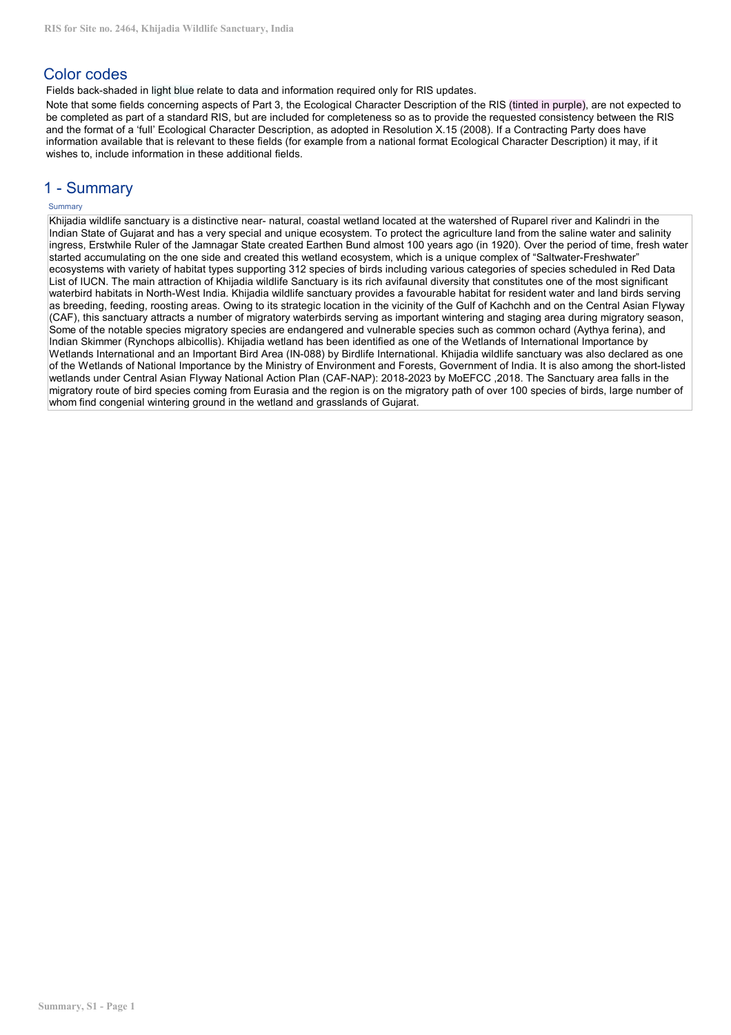## Color codes

Fields back-shaded in light blue relate to data and information required only for RIS updates.

Note that some fields concerning aspects of Part 3, the Ecological Character Description of the RIS (tinted in purple), are not expected to be completed as part of a standard RIS, but are included for completeness so as to provide the requested consistency between the RIS and the format of a 'full' Ecological Character Description, as adopted in Resolution X.15 (2008). If a Contracting Party does have information available that is relevant to these fields (for example from a national format Ecological Character Description) it may, if it wishes to, include information in these additional fields.

## 1 - Summary

Summary

Khijadia wildlife sanctuary is a distinctive near- natural, coastal wetland located at the watershed of Ruparel river and Kalindri in the Indian State of Gujarat and has a very special and unique ecosystem. To protect the agriculture land from the saline water and salinity ingress, Erstwhile Ruler of the Jamnagar State created Earthen Bund almost 100 years ago (in 1920). Over the period of time, fresh water started accumulating on the one side and created this wetland ecosystem, which is a unique complex of "Saltwater-Freshwater" ecosystems with variety of habitat types supporting 312 species of birds including various categories of species scheduled in Red Data List of IUCN. The main attraction of Khijadia wildlife Sanctuary is its rich avifaunal diversity that constitutes one of the most significant waterbird habitats in North-West India. Khijadia wildlife sanctuary provides a favourable habitat for resident water and land birds serving as breeding, feeding, roosting areas. Owing to its strategic location in the vicinity of the Gulf of Kachchh and on the Central Asian Flyway (CAF), this sanctuary attracts a number of migratory waterbirds serving as important wintering and staging area during migratory season, Some of the notable species migratory species are endangered and vulnerable species such as common ochard (Aythya ferina), and Indian Skimmer (Rynchops albicollis). Khijadia wetland has been identified as one of the Wetlands of International Importance by Wetlands International and an Important Bird Area (IN-088) by Birdlife International. Khijadia wildlife sanctuary was also declared as one of the Wetlands of National Importance by the Ministry of Environment and Forests, Government of India. It is also among the short-listed wetlands under Central Asian Flyway National Action Plan (CAF-NAP): 2018-2023 by MoEFCC ,2018. The Sanctuary area falls in the migratory route of bird species coming from Eurasia and the region is on the migratory path of over 100 species of birds, large number of whom find congenial wintering ground in the wetland and grasslands of Gujarat.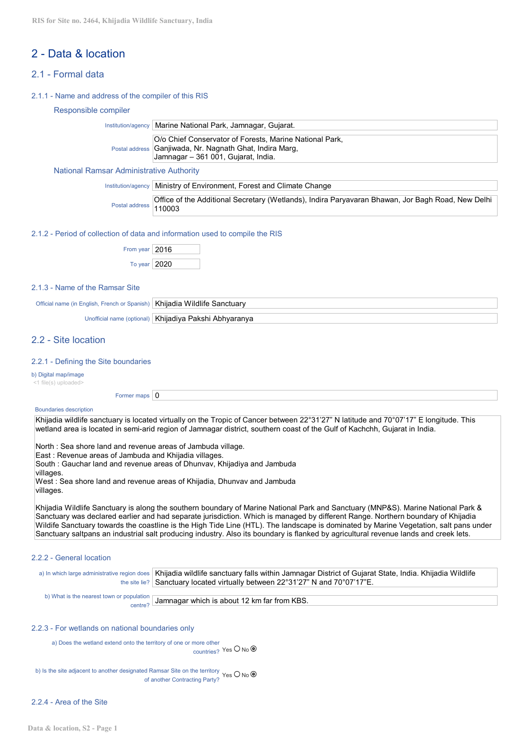## 2 - Data & location

### 2.1 - Formal data

#### 2.1.1 - Name and address of the compiler of this RIS

**Responsible compiler**

Institution/agency: Marine National Park, Jamnagar, Gujarat.

Postal address: O/o Chief Conservator of Forests, Marine National Park, Ganjiwada, Nr. Nagnath Ghat, Indira Marg, Jamnagar – 361 001, Gujarat, India.

**National Ramsar Administrative Authority**

Institution/agency: Ministry of Environment, Forest and Climate Change

Postal address: Office of the Additional Secretary (Wetlands), Indira Paryavaran Bhawan, Jor Bagh Road, New Delhi 110003

#### 2.1.2 - Period of collection of data and information used to compile the RIS

From year: 2016

To year: 2020

#### 2.1.3 - Name of the Ramsar Site

Official name (in English, French or Spanish): Khijadia Wildlife Sanctuary

Unofficial name (optional): Khijadiya Pakshi Abhyaranya

### 2.2 - Site location

#### 2.2.1 - Defining the Site boundaries

b) Digital map/image
<1 file(s) uploaded>

Former maps: 0

Boundaries description

Khijadia wildlife sanctuary is located virtually on the Tropic of Cancer between 22°31'27" N latitude and 70°07'17" E longitude. This wetland area is located in semi-arid region of Jamnagar district, southern coast of the Gulf of Kachchh, Gujarat in India.

North : Sea shore land and revenue areas of Jambuda village.
East : Revenue areas of Jambuda and Khijadia villages.
South : Gauchar land and revenue areas of Dhunvav, Khijadiya and Jambuda villages.
West : Sea shore land and revenue areas of Khijadia, Dhunvav and Jambuda villages.

Khijadia Wildlife Sanctuary is along the southern boundary of Marine National Park and Sanctuary (MNP&S). Marine National Park & Sanctuary was declared earlier and had separate jurisdiction. Which is managed by different Range. Northern boundary of Khijadia Wildlife Sanctuary towards the coastline is the High Tide Line (HTL). The landscape is dominated by Marine Vegetation, salt pans under Sanctuary saltpans an industrial salt producing industry. Also its boundary is flanked by agricultural revenue lands and creek lets.

#### 2.2.2 - General location

a) In which large administrative region does the site lie? Khijadia wildlife sanctuary falls within Jamnagar District of Gujarat State, India. Khijadia Wildlife Sanctuary located virtually between 22°31'27" N and 70°07'17"E.

b) What is the nearest town or population centre? Jamnagar which is about 12 km far from KBS.

#### 2.2.3 - For wetlands on national boundaries only

a) Does the wetland extend onto the territory of one or more other countries? Yes ○ No ◉

b) Is the site adjacent to another designated Ramsar Site on the territory of another Contracting Party? Yes ○ No ◉

#### 2.2.4 - Area of the Site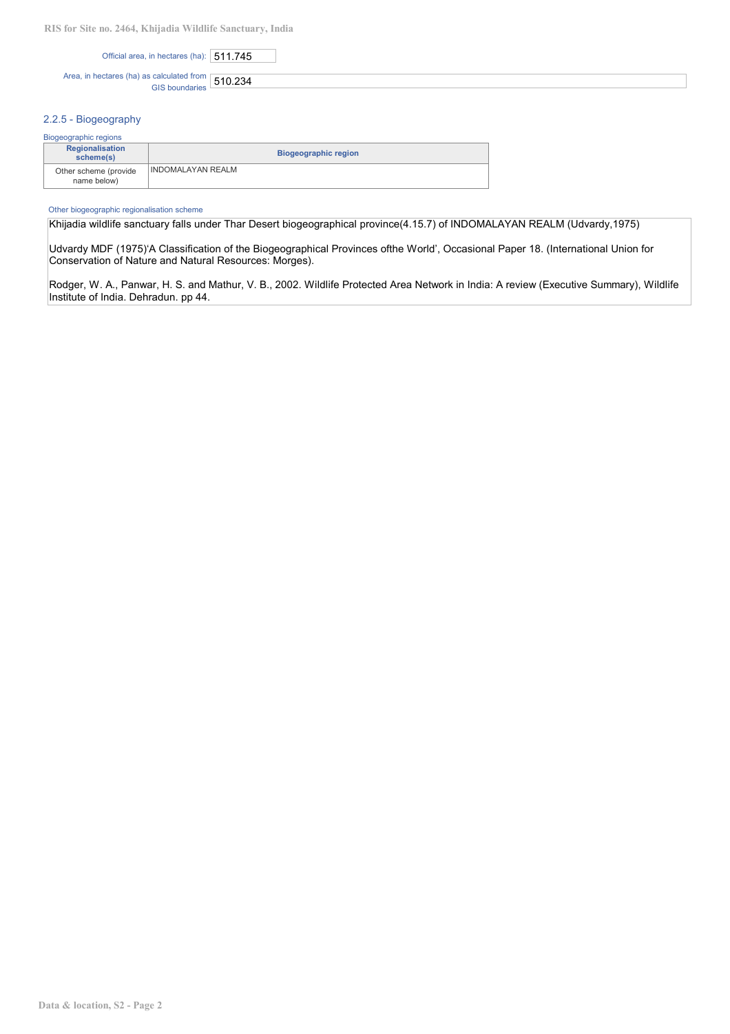Official area, in hectares (ha): 511.745

Area, in hectares (ha) as calculated from GIS boundaries: 510.234

### 2.2.5 - Biogeography

Biogeographic regions

| Regionalisation scheme(s) | Biogeographic region |
| --- | --- |
| Other scheme (provide name below) | INDOMALAYAN REALM |

Other biogeographic regionalisation scheme

Khijadia wildlife sanctuary falls under Thar Desert biogeographical province(4.15.7) of INDOMALAYAN REALM (Udvardy,1975)

Udvardy MDF (1975)'A Classification of the Biogeographical Provinces ofthe World', Occasional Paper 18. (International Union for Conservation of Nature and Natural Resources: Morges).

Rodger, W. A., Panwar, H. S. and Mathur, V. B., 2002. Wildlife Protected Area Network in India: A review (Executive Summary), Wildlife Institute of India. Dehradun. pp 44.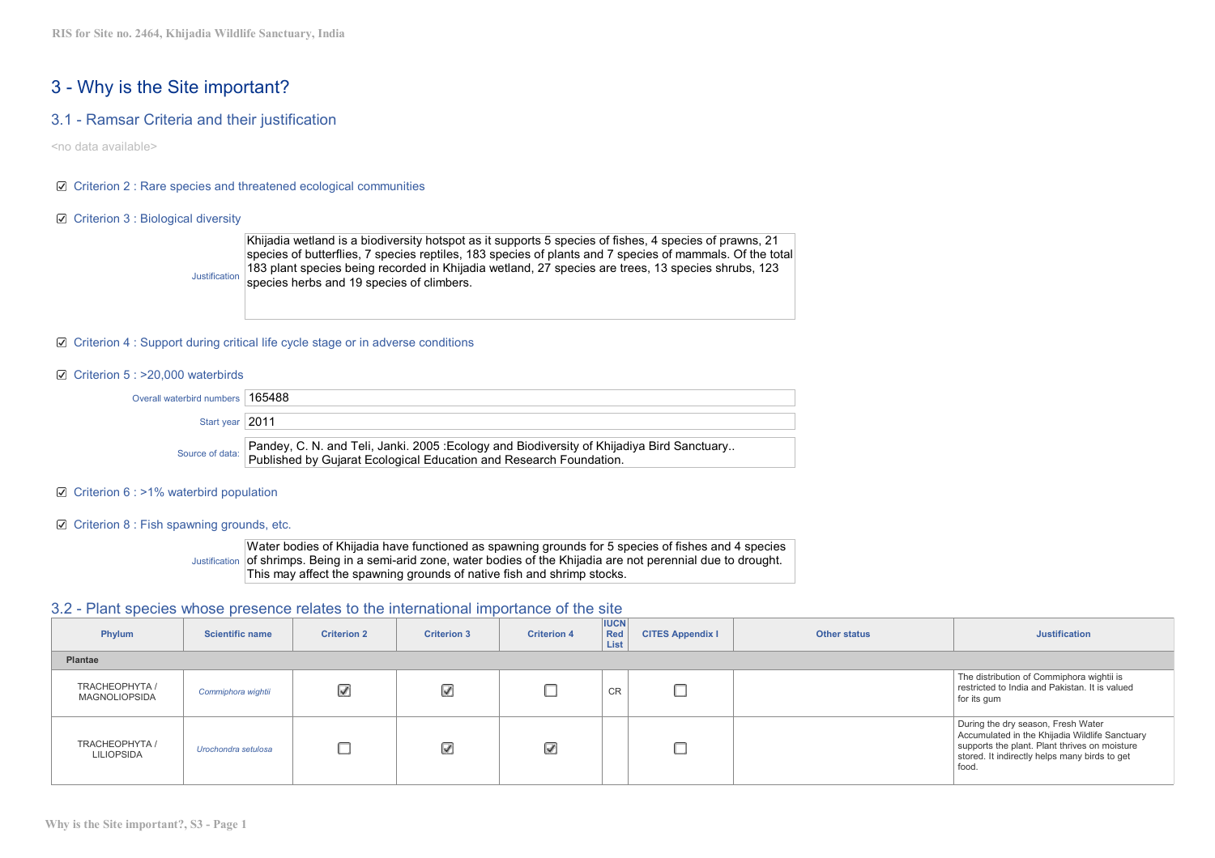# 3 - Why is the Site important?

## 3.1 - Ramsar Criteria and their justification

<no data available>

☑ Criterion 2 : Rare species and threatened ecological communities

☑ Criterion 3 : Biological diversity

Justification: Khijadia wetland is a biodiversity hotspot as it supports 5 species of fishes, 4 species of prawns, 21 species of butterflies, 7 species reptiles, 183 species of plants and 7 species of mammals. Of the total 183 plant species being recorded in Khijadia wetland, 27 species are trees, 13 species shrubs, 123 species herbs and 19 species of climbers.

☑ Criterion 4 : Support during critical life cycle stage or in adverse conditions

☑ Criterion 5 : >20,000 waterbirds

Overall waterbird numbers: 165488

Start year: 2011

Source of data: Pandey, C. N. and Teli, Janki. 2005 :Ecology and Biodiversity of Khijadiya Bird Sanctuary.. Published by Gujarat Ecological Education and Research Foundation.

☑ Criterion 6 : >1% waterbird population

☑ Criterion 8 : Fish spawning grounds, etc.

Justification: Water bodies of Khijadia have functioned as spawning grounds for 5 species of fishes and 4 species of shrimps. Being in a semi-arid zone, water bodies of the Khijadia are not perennial due to drought. This may affect the spawning grounds of native fish and shrimp stocks.

## 3.2 - Plant species whose presence relates to the international importance of the site

| Phylum | Scientific name | Criterion 2 | Criterion 3 | Criterion 4 | IUCN Red List | CITES Appendix I | Other status | Justification |
|---|---|---|---|---|---|---|---|---|
| **Plantae** | | | | | | | | |
| TRACHEOPHYTA / MAGNOLIOPSIDA | *Commiphora wightii* | ☑ | ☑ | ☐ | CR | ☐ | | The distribution of Commiphora wightii is restricted to India and Pakistan. It is valued for its gum |
| TRACHEOPHYTA / LILIOPSIDA | *Urochondra setulosa* | ☐ | ☑ | ☑ | | ☐ | | During the dry season, Fresh Water Accumulated in the Khijadia Wildlife Sanctuary supports the plant. Plant thrives on moisture stored. It indirectly helps many birds to get food. |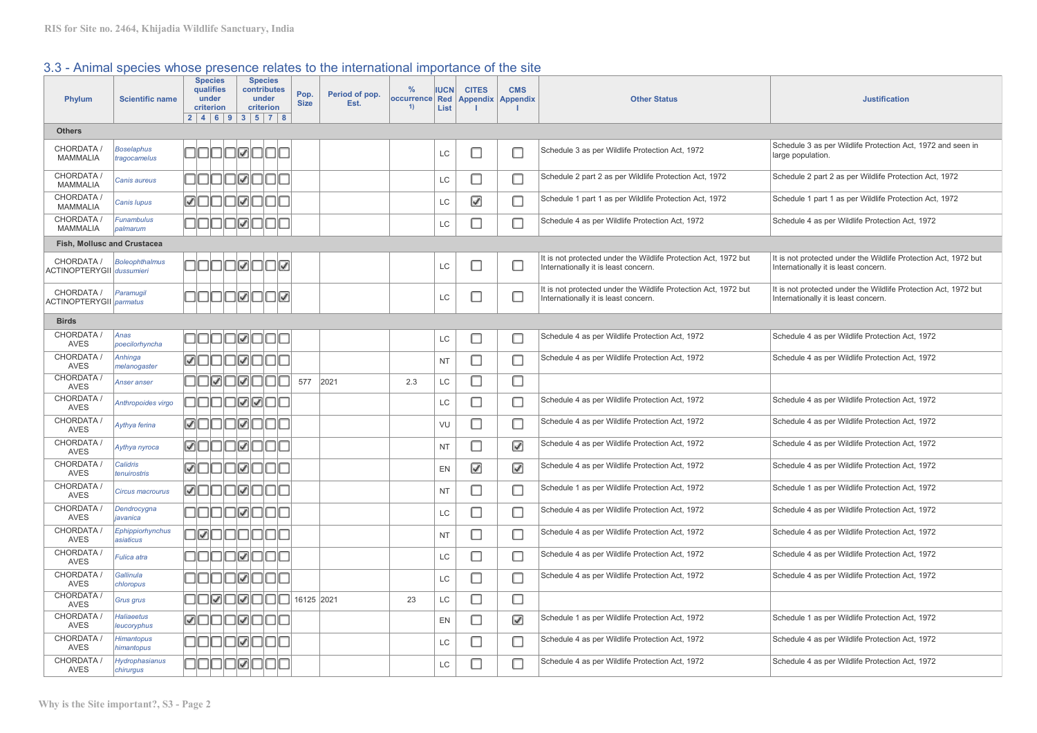## 3.3 - Animal species whose presence relates to the international importance of the site

| Phylum | Scientific name | Species qualifies under criterion 2 | 4 | 6 | 9 | Species contributes under criterion 3 | 5 | 7 | 8 | Pop. Size | Period of pop. Est. | % occurrence 1) | IUCN Red List | CITES Appendix I | CMS Appendix I | Other Status | Justification |
|---|---|---|---|---|---|---|---|---|---|---|---|---|---|---|---|---|---|
| **Others** | | | | | | | | | | | | | | | | | |
| CHORDATA / MAMMALIA | *Boselaphus tragocamelus* | ☐ | ☐ | ☐ | ☐ | ☑ | ☐ | ☐ | ☐ | | | | LC | ☐ | ☐ | Schedule 3 as per Wildlife Protection Act, 1972 | Schedule 3 as per Wildlife Protection Act, 1972 and seen in large population. |
| CHORDATA / MAMMALIA | *Canis aureus* | ☐ | ☐ | ☐ | ☐ | ☑ | ☐ | ☐ | ☐ | | | | LC | ☐ | ☐ | Schedule 2 part 2 as per Wildlife Protection Act, 1972 | Schedule 2 part 2 as per Wildlife Protection Act, 1972 |
| CHORDATA / MAMMALIA | *Canis lupus* | ☑ | ☐ | ☐ | ☐ | ☑ | ☐ | ☐ | ☐ | | | | LC | ☑ | ☐ | Schedule 1 part 1 as per Wildlife Protection Act, 1972 | Schedule 1 part 1 as per Wildlife Protection Act, 1972 |
| CHORDATA / MAMMALIA | *Funambulus palmarum* | ☐ | ☐ | ☐ | ☐ | ☑ | ☐ | ☐ | ☐ | | | | LC | ☐ | ☐ | Schedule 4 as per Wildlife Protection Act, 1972 | Schedule 4 as per Wildlife Protection Act, 1972 |
| **Fish, Mollusc and Crustacea** | | | | | | | | | | | | | | | | | |
| CHORDATA / ACTINOPTERYGII | *Boleophthalmus dussumieri* | ☐ | ☐ | ☐ | ☐ | ☑ | ☐ | ☐ | ☑ | | | | LC | ☐ | ☐ | It is not protected under the Wildlife Protection Act, 1972 but Internationally it is least concern. | It is not protected under the Wildlife Protection Act, 1972 but Internationally it is least concern. |
| CHORDATA / ACTINOPTERYGII | *Paramugil parmatus* | ☐ | ☐ | ☐ | ☐ | ☑ | ☐ | ☐ | ☑ | | | | LC | ☐ | ☐ | It is not protected under the Wildlife Protection Act, 1972 but Internationally it is least concern. | It is not protected under the Wildlife Protection Act, 1972 but Internationally it is least concern. |
| **Birds** | | | | | | | | | | | | | | | | | |
| CHORDATA / AVES | *Anas poecilorhyncha* | ☐ | ☐ | ☐ | ☐ | ☑ | ☐ | ☐ | ☐ | | | | LC | ☐ | ☐ | Schedule 4 as per Wildlife Protection Act, 1972 | Schedule 4 as per Wildlife Protection Act, 1972 |
| CHORDATA / AVES | *Anhinga melanogaster* | ☑ | ☐ | ☐ | ☐ | ☑ | ☐ | ☐ | ☐ | | | | NT | ☐ | ☐ | Schedule 4 as per Wildlife Protection Act, 1972 | Schedule 4 as per Wildlife Protection Act, 1972 |
| CHORDATA / AVES | *Anser anser* | ☐ | ☐ | ☑ | ☐ | ☑ | ☐ | ☐ | ☐ | 577 | 2021 | 2.3 | LC | ☐ | ☐ | | |
| CHORDATA / AVES | *Anthropoides virgo* | ☐ | ☐ | ☐ | ☐ | ☑ | ☑ | ☐ | ☐ | | | | LC | ☐ | ☐ | Schedule 4 as per Wildlife Protection Act, 1972 | Schedule 4 as per Wildlife Protection Act, 1972 |
| CHORDATA / AVES | *Aythya ferina* | ☑ | ☐ | ☐ | ☐ | ☑ | ☐ | ☐ | ☐ | | | | VU | ☐ | ☐ | Schedule 4 as per Wildlife Protection Act, 1972 | Schedule 4 as per Wildlife Protection Act, 1972 |
| CHORDATA / AVES | *Aythya nyroca* | ☑ | ☐ | ☐ | ☐ | ☑ | ☐ | ☐ | ☐ | | | | NT | ☐ | ☑ | Schedule 4 as per Wildlife Protection Act, 1972 | Schedule 4 as per Wildlife Protection Act, 1972 |
| CHORDATA / AVES | *Calidris tenuirostris* | ☑ | ☐ | ☐ | ☐ | ☑ | ☐ | ☐ | ☐ | | | | EN | ☑ | ☑ | Schedule 4 as per Wildlife Protection Act, 1972 | Schedule 4 as per Wildlife Protection Act, 1972 |
| CHORDATA / AVES | *Circus macrourus* | ☑ | ☐ | ☐ | ☐ | ☑ | ☐ | ☐ | ☐ | | | | NT | ☐ | ☐ | Schedule 1 as per Wildlife Protection Act, 1972 | Schedule 1 as per Wildlife Protection Act, 1972 |
| CHORDATA / AVES | *Dendrocygna javanica* | ☐ | ☐ | ☐ | ☐ | ☑ | ☐ | ☐ | ☐ | | | | LC | ☐ | ☐ | Schedule 4 as per Wildlife Protection Act, 1972 | Schedule 4 as per Wildlife Protection Act, 1972 |
| CHORDATA / AVES | *Ephippiorhynchus asiaticus* | ☐ | ☑ | ☐ | ☐ | ☐ | ☐ | ☐ | ☐ | | | | NT | ☐ | ☐ | Schedule 4 as per Wildlife Protection Act, 1972 | Schedule 4 as per Wildlife Protection Act, 1972 |
| CHORDATA / AVES | *Fulica atra* | ☐ | ☐ | ☐ | ☐ | ☑ | ☐ | ☐ | ☐ | | | | LC | ☐ | ☐ | Schedule 4 as per Wildlife Protection Act, 1972 | Schedule 4 as per Wildlife Protection Act, 1972 |
| CHORDATA / AVES | *Gallinula chloropus* | ☐ | ☐ | ☐ | ☐ | ☑ | ☐ | ☐ | ☐ | | | | LC | ☐ | ☐ | Schedule 4 as per Wildlife Protection Act, 1972 | Schedule 4 as per Wildlife Protection Act, 1972 |
| CHORDATA / AVES | *Grus grus* | ☐ | ☐ | ☑ | ☐ | ☑ | ☐ | ☐ | ☐ | 16125 | 2021 | 23 | LC | ☐ | ☐ | | |
| CHORDATA / AVES | *Haliaeetus leucoryphus* | ☑ | ☐ | ☐ | ☐ | ☑ | ☐ | ☐ | ☐ | | | | EN | ☐ | ☑ | Schedule 1 as per Wildlife Protection Act, 1972 | Schedule 1 as per Wildlife Protection Act, 1972 |
| CHORDATA / AVES | *Himantopus himantopus* | ☐ | ☐ | ☐ | ☐ | ☑ | ☐ | ☐ | ☐ | | | | LC | ☐ | ☐ | Schedule 4 as per Wildlife Protection Act, 1972 | Schedule 4 as per Wildlife Protection Act, 1972 |
| CHORDATA / AVES | *Hydrophasianus chirurgus* | ☐ | ☐ | ☐ | ☐ | ☑ | ☐ | ☐ | ☐ | | | | LC | ☐ | ☐ | Schedule 4 as per Wildlife Protection Act, 1972 | Schedule 4 as per Wildlife Protection Act, 1972 |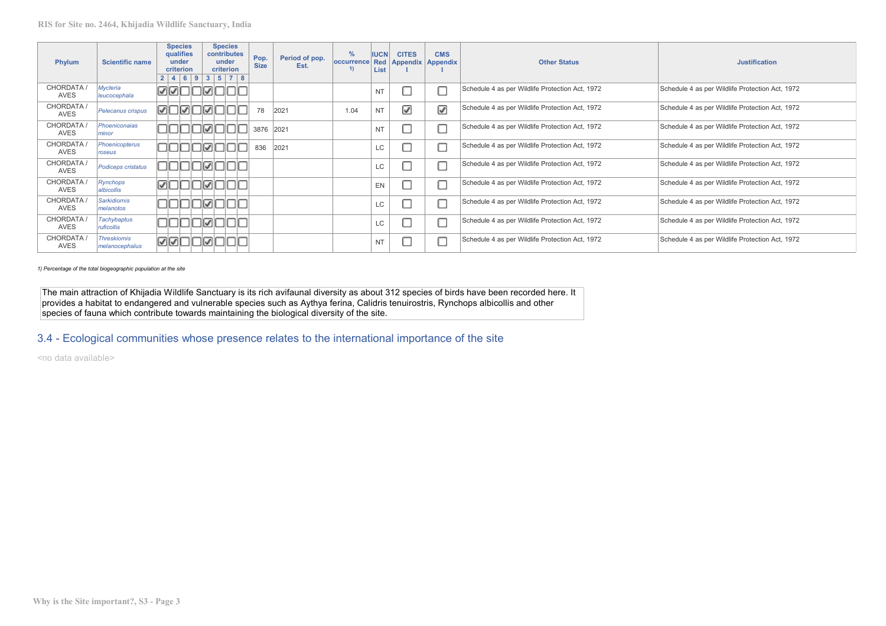| Phylum | Scientific name | Species qualifies under criterion | | | | Species contributes under criterion | | | | Pop. Size | Period of pop. Est. | % occurrence 1) | IUCN Red List | CITES Appendix I | CMS Appendix I | Other Status | Justification |
|---|---|---|---|---|---|---|---|---|---|---|---|---|---|---|---|---|---|
| | | 2 | 4 | 6 | 9 | 3 | 5 | 7 | 8 | | | | | | | | |
| CHORDATA / AVES | *Mycteria leucocephala* | ☑ | ☑ | ☐ | ☐ | ☑ | ☐ | ☐ | ☐ | | | | NT | ☐ | ☐ | Schedule 4 as per Wildlife Protection Act, 1972 | Schedule 4 as per Wildlife Protection Act, 1972 |
| CHORDATA / AVES | *Pelecanus crispus* | ☑ | ☐ | ☑ | ☐ | ☑ | ☐ | ☐ | ☐ | 78 | 2021 | 1.04 | NT | ☑ | ☑ | Schedule 4 as per Wildlife Protection Act, 1972 | Schedule 4 as per Wildlife Protection Act, 1972 |
| CHORDATA / AVES | *Phoeniconaias minor* | ☐ | ☐ | ☐ | ☐ | ☑ | ☐ | ☐ | ☐ | 3876 | 2021 | | NT | ☐ | ☐ | Schedule 4 as per Wildlife Protection Act, 1972 | Schedule 4 as per Wildlife Protection Act, 1972 |
| CHORDATA / AVES | *Phoenicopterus roseus* | ☐ | ☐ | ☐ | ☐ | ☑ | ☐ | ☐ | ☐ | 836 | 2021 | | LC | ☐ | ☐ | Schedule 4 as per Wildlife Protection Act, 1972 | Schedule 4 as per Wildlife Protection Act, 1972 |
| CHORDATA / AVES | *Podiceps cristatus* | ☐ | ☐ | ☐ | ☐ | ☑ | ☐ | ☐ | ☐ | | | | LC | ☐ | ☐ | Schedule 4 as per Wildlife Protection Act, 1972 | Schedule 4 as per Wildlife Protection Act, 1972 |
| CHORDATA / AVES | *Rynchops albicollis* | ☑ | ☐ | ☐ | ☐ | ☑ | ☐ | ☐ | ☐ | | | | EN | ☐ | ☐ | Schedule 4 as per Wildlife Protection Act, 1972 | Schedule 4 as per Wildlife Protection Act, 1972 |
| CHORDATA / AVES | *Sarkidiornis melanotos* | ☐ | ☐ | ☐ | ☐ | ☑ | ☐ | ☐ | ☐ | | | | LC | ☐ | ☐ | Schedule 4 as per Wildlife Protection Act, 1972 | Schedule 4 as per Wildlife Protection Act, 1972 |
| CHORDATA / AVES | *Tachybaptus ruficollis* | ☐ | ☐ | ☐ | ☐ | ☑ | ☐ | ☐ | ☐ | | | | LC | ☐ | ☐ | Schedule 4 as per Wildlife Protection Act, 1972 | Schedule 4 as per Wildlife Protection Act, 1972 |
| CHORDATA / AVES | *Threskiornis melanocephalus* | ☑ | ☑ | ☐ | ☐ | ☑ | ☐ | ☐ | ☐ | | | | NT | ☐ | ☐ | Schedule 4 as per Wildlife Protection Act, 1972 | Schedule 4 as per Wildlife Protection Act, 1972 |

*1) Percentage of the total biogeographic population at the site*

The main attraction of Khijadia Wildlife Sanctuary is its rich avifaunal diversity as about 312 species of birds have been recorded here. It provides a habitat to endangered and vulnerable species such as Aythya ferina, Calidris tenuirostris, Rynchops albicollis and other species of fauna which contribute towards maintaining the biological diversity of the site.

## 3.4 - Ecological communities whose presence relates to the international importance of the site

<no data available>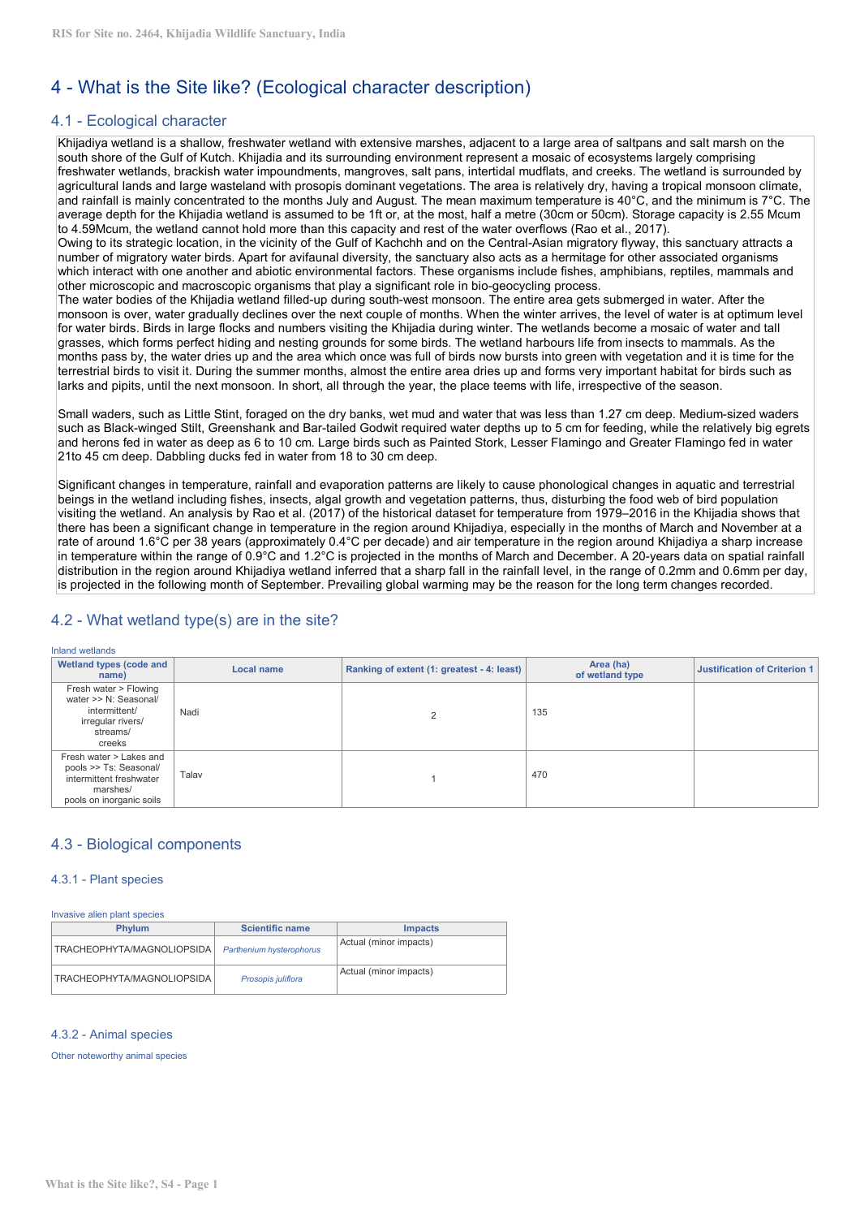## 4 - What is the Site like? (Ecological character description)

### 4.1 - Ecological character

Khijadiya wetland is a shallow, freshwater wetland with extensive marshes, adjacent to a large area of saltpans and salt marsh on the south shore of the Gulf of Kutch. Khijadia and its surrounding environment represent a mosaic of ecosystems largely comprising freshwater wetlands, brackish water impoundments, mangroves, salt pans, intertidal mudflats, and creeks. The wetland is surrounded by agricultural lands and large wasteland with prosopis dominant vegetations. The area is relatively dry, having a tropical monsoon climate, and rainfall is mainly concentrated to the months July and August. The mean maximum temperature is 40°C, and the minimum is 7°C. The average depth for the Khijadia wetland is assumed to be 1ft or, at the most, half a metre (30cm or 50cm). Storage capacity is 2.55 Mcum to 4.59Mcum, the wetland cannot hold more than this capacity and rest of the water overflows (Rao et al., 2017).
Owing to its strategic location, in the vicinity of the Gulf of Kachchh and on the Central-Asian migratory flyway, this sanctuary attracts a number of migratory water birds. Apart for avifaunal diversity, the sanctuary also acts as a hermitage for other associated organisms which interact with one another and abiotic environmental factors. These organisms include fishes, amphibians, reptiles, mammals and other microscopic and macroscopic organisms that play a significant role in bio-geocycling process.
The water bodies of the Khijadia wetland filled-up during south-west monsoon. The entire area gets submerged in water. After the monsoon is over, water gradually declines over the next couple of months. When the winter arrives, the level of water is at optimum level for water birds. Birds in large flocks and numbers visiting the Khijadia during winter. The wetlands become a mosaic of water and tall grasses, which forms perfect hiding and nesting grounds for some birds. The wetland harbours life from insects to mammals. As the months pass by, the water dries up and the area which once was full of birds now bursts into green with vegetation and it is time for the terrestrial birds to visit it. During the summer months, almost the entire area dries up and forms very important habitat for birds such as larks and pipits, until the next monsoon. In short, all through the year, the place teems with life, irrespective of the season.

Small waders, such as Little Stint, foraged on the dry banks, wet mud and water that was less than 1.27 cm deep. Medium-sized waders such as Black-winged Stilt, Greenshank and Bar-tailed Godwit required water depths up to 5 cm for feeding, while the relatively big egrets and herons fed in water as deep as 6 to 10 cm. Large birds such as Painted Stork, Lesser Flamingo and Greater Flamingo fed in water 21to 45 cm deep. Dabbling ducks fed in water from 18 to 30 cm deep.

Significant changes in temperature, rainfall and evaporation patterns are likely to cause phonological changes in aquatic and terrestrial beings in the wetland including fishes, insects, algal growth and vegetation patterns, thus, disturbing the food web of bird population visiting the wetland. An analysis by Rao et al. (2017) of the historical dataset for temperature from 1979–2016 in the Khijadia shows that there has been a significant change in temperature in the region around Khijadiya, especially in the months of March and November at a rate of around 1.6°C per 38 years (approximately 0.4°C per decade) and air temperature in the region around Khijadiya a sharp increase in temperature within the range of 0.9°C and 1.2°C is projected in the months of March and December. A 20-years data on spatial rainfall distribution in the region around Khijadiya wetland inferred that a sharp fall in the rainfall level, in the range of 0.2mm and 0.6mm per day, is projected in the following month of September. Prevailing global warming may be the reason for the long term changes recorded.

### 4.2 - What wetland type(s) are in the site?

Inland wetlands

| Wetland types (code and name) | Local name | Ranking of extent (1: greatest - 4: least) | Area (ha) of wetland type | Justification of Criterion 1 |
|---|---|---|---|---|
| Fresh water > Flowing water >> N: Seasonal/ intermittent/ irregular rivers/ streams/ creeks | Nadi | 2 | 135 | |
| Fresh water > Lakes and pools >> Ts: Seasonal/ intermittent freshwater marshes/ pools on inorganic soils | Talav | 1 | 470 | |

### 4.3 - Biological components

#### 4.3.1 - Plant species

Invasive alien plant species

| Phylum | Scientific name | Impacts |
|---|---|---|
| TRACHEOPHYTA/MAGNOLIOPSIDA | *Parthenium hysterophorus* | Actual (minor impacts) |
| TRACHEOPHYTA/MAGNOLIOPSIDA | *Prosopis juliflora* | Actual (minor impacts) |

#### 4.3.2 - Animal species

Other noteworthy animal species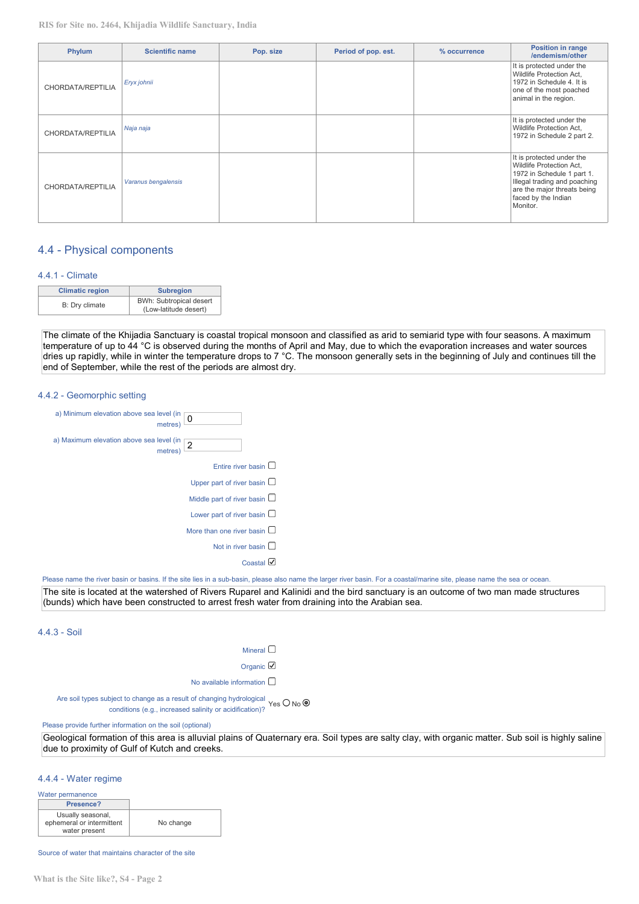| Phylum | Scientific name | Pop. size | Period of pop. est. | % occurrence | Position in range /endemism/other |
|---|---|---|---|---|---|
| CHORDATA/REPTILIA | *Eryx johnii* | | | | It is protected under the Wildlife Protection Act, 1972 in Schedule 4. It is one of the most poached animal in the region. |
| CHORDATA/REPTILIA | *Naja naja* | | | | It is protected under the Wildlife Protection Act, 1972 in Schedule 2 part 2. |
| CHORDATA/REPTILIA | *Varanus bengalensis* | | | | It is protected under the Wildlife Protection Act, 1972 in Schedule 1 part 1. Illegal trading and poaching are the major threats being faced by the Indian Monitor. |

## 4.4 - Physical components

### 4.4.1 - Climate

| Climatic region | Subregion |
|---|---|
| B: Dry climate | BWh: Subtropical desert (Low-latitude desert) |

The climate of the Khijadia Sanctuary is coastal tropical monsoon and classified as arid to semiarid type with four seasons. A maximum temperature of up to 44 °C is observed during the months of April and May, due to which the evaporation increases and water sources dries up rapidly, while in winter the temperature drops to 7 °C. The monsoon generally sets in the beginning of July and continues till the end of September, while the rest of the periods are almost dry.

### 4.4.2 - Geomorphic setting

a) Minimum elevation above sea level (in metres): 0

a) Maximum elevation above sea level (in metres): 2

- Entire river basin ☐
- Upper part of river basin ☐
- Middle part of river basin ☐
- Lower part of river basin ☐
- More than one river basin ☐
- Not in river basin ☐
- Coastal ☑

Please name the river basin or basins. If the site lies in a sub-basin, please also name the larger river basin. For a coastal/marine site, please name the sea or ocean.

The site is located at the watershed of Rivers Ruparel and Kalinidi and the bird sanctuary is an outcome of two man made structures (bunds) which have been constructed to arrest fresh water from draining into the Arabian sea.

### 4.4.3 - Soil

- Mineral ☐
- Organic ☑
- No available information ☐

Are soil types subject to change as a result of changing hydrological conditions (e.g., increased salinity or acidification)? Yes ○ No ◉

Please provide further information on the soil (optional)

Geological formation of this area is alluvial plains of Quaternary era. Soil types are salty clay, with organic matter. Sub soil is highly saline due to proximity of Gulf of Kutch and creeks.

### 4.4.4 - Water regime

Water permanence

| Presence? | |
|---|---|
| Usually seasonal, ephemeral or intermittent water present | No change |

Source of water that maintains character of the site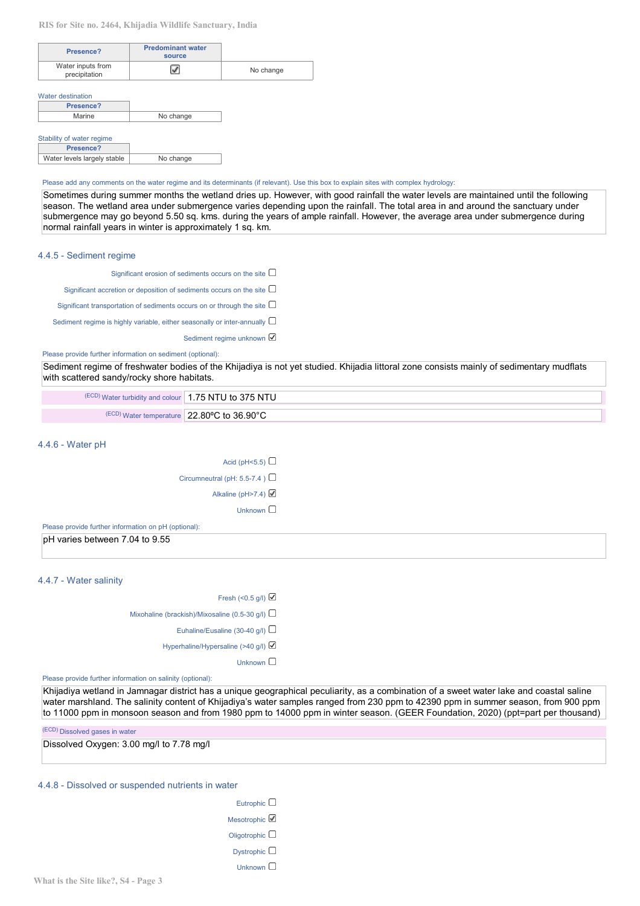| Presence? | Predominant water source | |
|---|---|---|
| Water inputs from precipitation | ☑ | No change |

Water destination

| Presence? | |
|---|---|
| Marine | No change |

Stability of water regime

| Presence? | |
|---|---|
| Water levels largely stable | No change |

Please add any comments on the water regime and its determinants (if relevant). Use this box to explain sites with complex hydrology:

Sometimes during summer months the wetland dries up. However, with good rainfall the water levels are maintained until the following season. The wetland area under submergence varies depending upon the rainfall. The total area in and around the sanctuary under submergence may go beyond 5.50 sq. kms. during the years of ample rainfall. However, the average area under submergence during normal rainfall years in winter is approximately 1 sq. km.

### 4.4.5 - Sediment regime

Significant erosion of sediments occurs on the site ☐

Significant accretion or deposition of sediments occurs on the site ☐

Significant transportation of sediments occurs on or through the site ☐

Sediment regime is highly variable, either seasonally or inter-annually ☐

Sediment regime unknown ☑

Please provide further information on sediment (optional):

Sediment regime of freshwater bodies of the Khijadiya is not yet studied. Khijadia littoral zone consists mainly of sedimentary mudflats with scattered sandy/rocky shore habitats.

(ECD) Water turbidity and colour: 1.75 NTU to 375 NTU

(ECD) Water temperature: 22.80ºC to 36.90°C

### 4.4.6 - Water pH

Acid (pH<5.5) ☐

Circumneutral (pH: 5.5-7.4 ) ☐

Alkaline (pH>7.4) ☑

Unknown ☐

Please provide further information on pH (optional):

pH varies between 7.04 to 9.55

### 4.4.7 - Water salinity

Fresh (<0.5 g/l) ☑

Mixohaline (brackish)/Mixosaline (0.5-30 g/l) ☐

Euhaline/Eusaline (30-40 g/l) ☐

Hyperhaline/Hypersaline (>40 g/l) ☑

Unknown ☐

Please provide further information on salinity (optional):

Khijadiya wetland in Jamnagar district has a unique geographical peculiarity, as a combination of a sweet water lake and coastal saline water marshland. The salinity content of Khijadiya's water samples ranged from 230 ppm to 42390 ppm in summer season, from 900 ppm to 11000 ppm in monsoon season and from 1980 ppm to 14000 ppm in winter season. (GEER Foundation, 2020) (ppt=part per thousand)

(ECD) Dissolved gases in water

Dissolved Oxygen: 3.00 mg/l to 7.78 mg/l

### 4.4.8 - Dissolved or suspended nutrients in water

Eutrophic ☐

Mesotrophic ☑

Oligotrophic ☐

Dystrophic ☐

Unknown ☐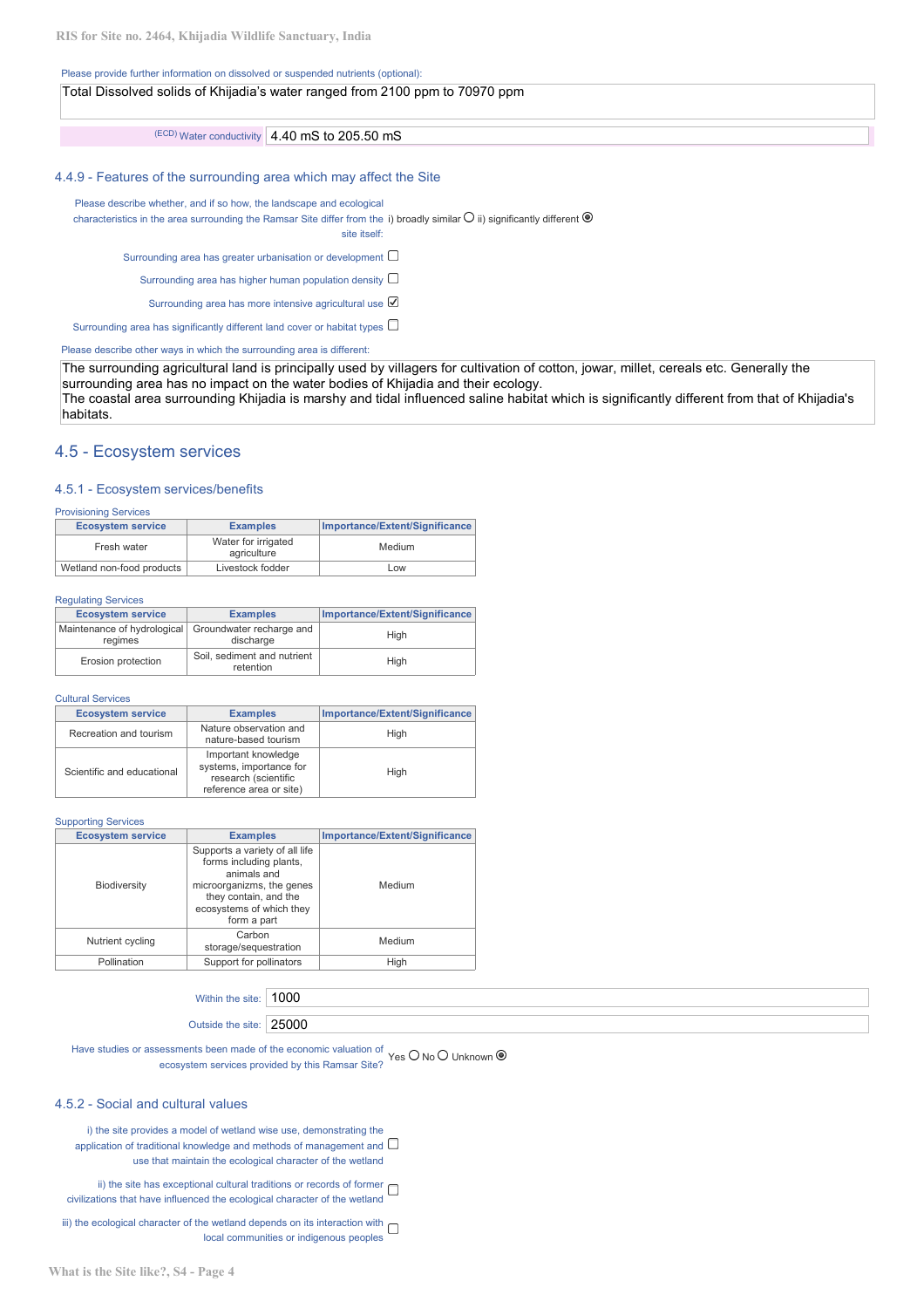Please provide further information on dissolved or suspended nutrients (optional):

Total Dissolved solids of Khijadia's water ranged from 2100 ppm to 70970 ppm

(ECD) Water conductivity: 4.40 mS to 205.50 mS

### 4.4.9 - Features of the surrounding area which may affect the Site

Please describe whether, and if so how, the landscape and ecological characteristics in the area surrounding the Ramsar Site differ from the site itself: i) broadly similar ☐ ii) significantly different ☒

Surrounding area has greater urbanisation or development ☐

Surrounding area has higher human population density ☐

Surrounding area has more intensive agricultural use ☑

Surrounding area has significantly different land cover or habitat types ☐

Please describe other ways in which the surrounding area is different:

The surrounding agricultural land is principally used by villagers for cultivation of cotton, jowar, millet, cereals etc. Generally the surrounding area has no impact on the water bodies of Khijadia and their ecology.
The coastal area surrounding Khijadia is marshy and tidal influenced saline habitat which is significantly different from that of Khijadia's habitats.

## 4.5 - Ecosystem services

### 4.5.1 - Ecosystem services/benefits

Provisioning Services

| Ecosystem service | Examples | Importance/Extent/Significance |
|---|---|---|
| Fresh water | Water for irrigated agriculture | Medium |
| Wetland non-food products | Livestock fodder | Low |

Regulating Services

| Ecosystem service | Examples | Importance/Extent/Significance |
|---|---|---|
| Maintenance of hydrological regimes | Groundwater recharge and discharge | High |
| Erosion protection | Soil, sediment and nutrient retention | High |

Cultural Services

| Ecosystem service | Examples | Importance/Extent/Significance |
|---|---|---|
| Recreation and tourism | Nature observation and nature-based tourism | High |
| Scientific and educational | Important knowledge systems, importance for research (scientific reference area or site) | High |

Supporting Services

| Ecosystem service | Examples | Importance/Extent/Significance |
|---|---|---|
| Biodiversity | Supports a variety of all life forms including plants, animals and microorganizms, the genes they contain, and the ecosystems of which they form a part | Medium |
| Nutrient cycling | Carbon storage/sequestration | Medium |
| Pollination | Support for pollinators | High |

Within the site: 1000

Outside the site: 25000

Have studies or assessments been made of the economic valuation of ecosystem services provided by this Ramsar Site? Yes ☐ No ☐ Unknown ☒

### 4.5.2 - Social and cultural values

i) the site provides a model of wetland wise use, demonstrating the application of traditional knowledge and methods of management and use that maintain the ecological character of the wetland ☐

ii) the site has exceptional cultural traditions or records of former civilizations that have influenced the ecological character of the wetland ☐

iii) the ecological character of the wetland depends on its interaction with local communities or indigenous peoples ☐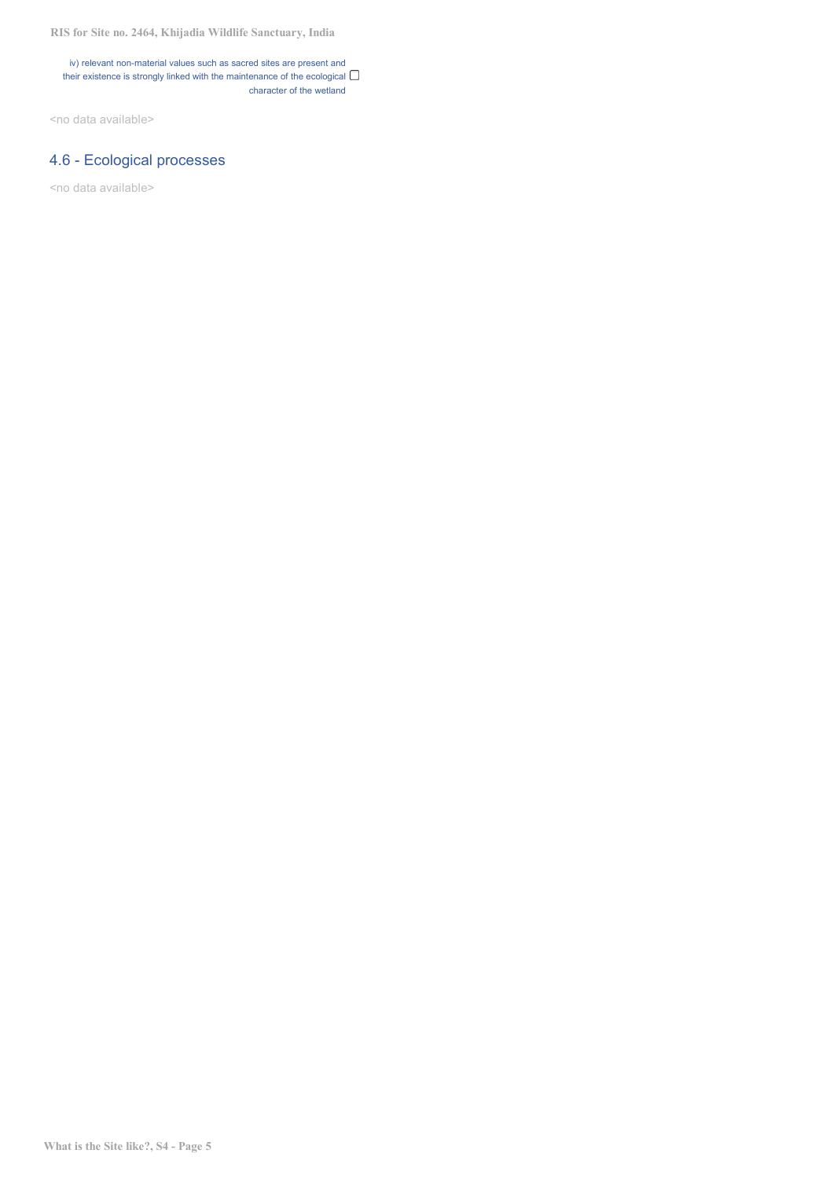iv) relevant non-material values such as sacred sites are present and their existence is strongly linked with the maintenance of the ecological character of the wetland ☐

<no data available>

## 4.6 - Ecological processes

<no data available>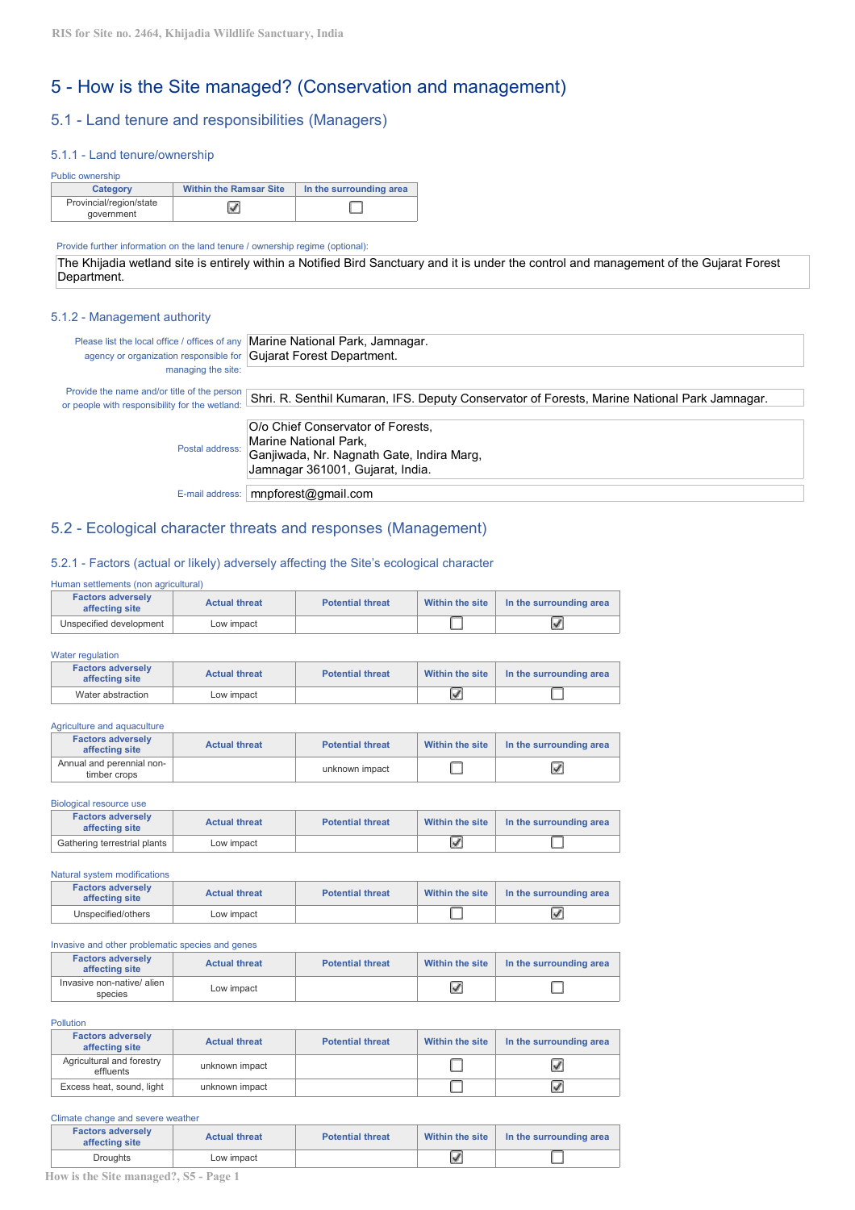# 5 - How is the Site managed? (Conservation and management)

## 5.1 - Land tenure and responsibilities (Managers)

### 5.1.1 - Land tenure/ownership

Public ownership

| Category | Within the Ramsar Site | In the surrounding area |
|---|---|---|
| Provincial/region/state government | ☑ | ☐ |

Provide further information on the land tenure / ownership regime (optional):

The Khijadia wetland site is entirely within a Notified Bird Sanctuary and it is under the control and management of the Gujarat Forest Department.

### 5.1.2 - Management authority

Please list the local office / offices of any agency or organization responsible for managing the site: Marine National Park, Jamnagar.
Gujarat Forest Department.

Provide the name and/or title of the person or people with responsibility for the wetland: Shri. R. Senthil Kumaran, IFS. Deputy Conservator of Forests, Marine National Park Jamnagar.

Postal address: O/o Chief Conservator of Forests,
Marine National Park,
Ganjiwada, Nr. Nagnath Gate, Indira Marg,
Jamnagar 361001, Gujarat, India.

E-mail address: mnpforest@gmail.com

## 5.2 - Ecological character threats and responses (Management)

### 5.2.1 - Factors (actual or likely) adversely affecting the Site's ecological character

Human settlements (non agricultural)

| Factors adversely affecting site | Actual threat | Potential threat | Within the site | In the surrounding area |
|---|---|---|---|---|
| Unspecified development | Low impact | | ☐ | ☑ |

Water regulation

| Factors adversely affecting site | Actual threat | Potential threat | Within the site | In the surrounding area |
|---|---|---|---|---|
| Water abstraction | Low impact | | ☑ | ☐ |

Agriculture and aquaculture

| Factors adversely affecting site | Actual threat | Potential threat | Within the site | In the surrounding area |
|---|---|---|---|---|
| Annual and perennial non-timber crops | | unknown impact | ☐ | ☑ |

Biological resource use

| Factors adversely affecting site | Actual threat | Potential threat | Within the site | In the surrounding area |
|---|---|---|---|---|
| Gathering terrestrial plants | Low impact | | ☑ | ☐ |

Natural system modifications

| Factors adversely affecting site | Actual threat | Potential threat | Within the site | In the surrounding area |
|---|---|---|---|---|
| Unspecified/others | Low impact | | ☐ | ☑ |

Invasive and other problematic species and genes

| Factors adversely affecting site | Actual threat | Potential threat | Within the site | In the surrounding area |
|---|---|---|---|---|
| Invasive non-native/ alien species | Low impact | | ☑ | ☐ |

Pollution

| Factors adversely affecting site | Actual threat | Potential threat | Within the site | In the surrounding area |
|---|---|---|---|---|
| Agricultural and forestry effluents | unknown impact | | ☐ | ☑ |
| Excess heat, sound, light | unknown impact | | ☐ | ☑ |

Climate change and severe weather

| Factors adversely affecting site | Actual threat | Potential threat | Within the site | In the surrounding area |
|---|---|---|---|---|
| Droughts | Low impact | | ☑ | ☐ |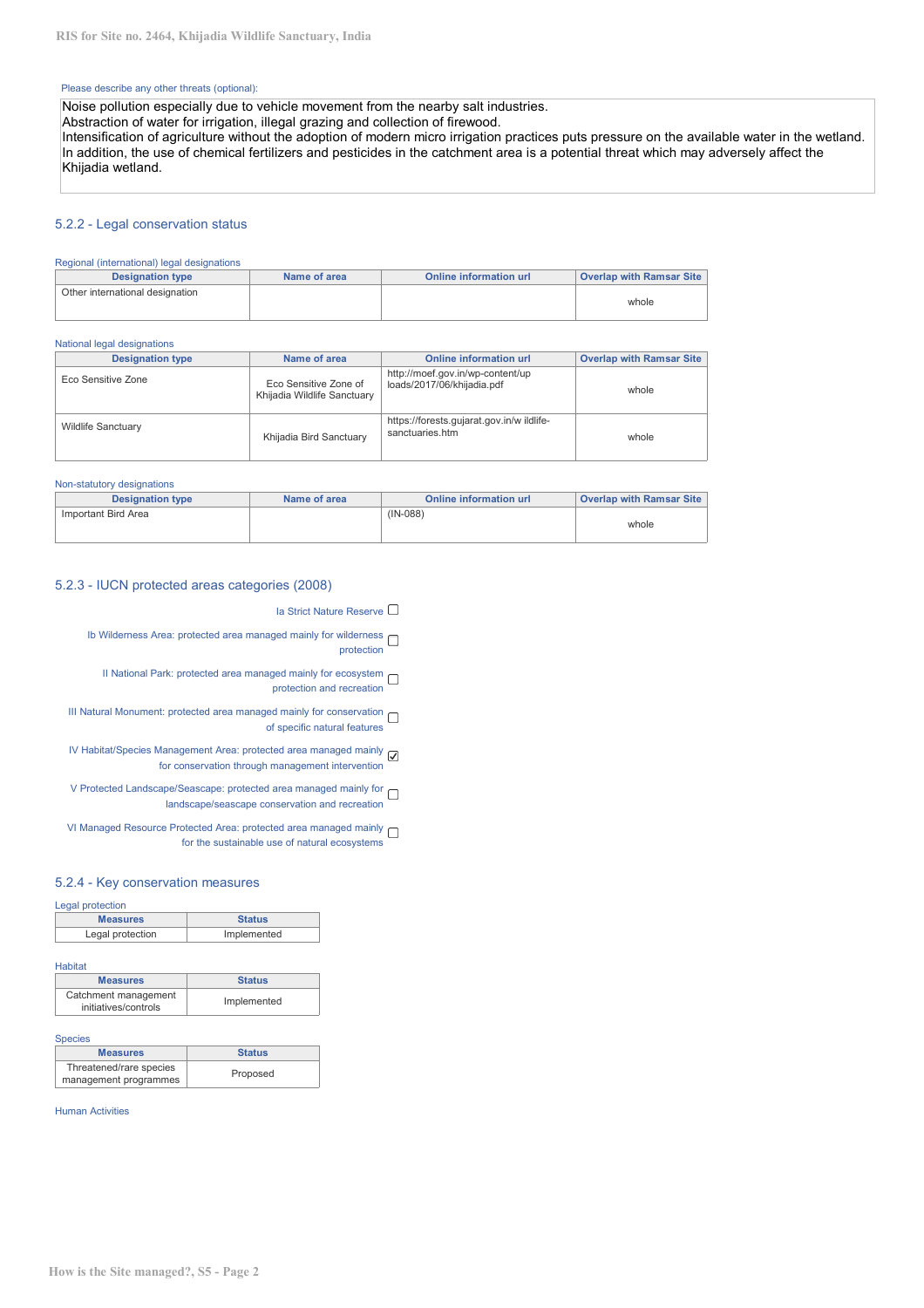Please describe any other threats (optional):

Noise pollution especially due to vehicle movement from the nearby salt industries.
Abstraction of water for irrigation, illegal grazing and collection of firewood.
Intensification of agriculture without the adoption of modern micro irrigation practices puts pressure on the available water in the wetland. In addition, the use of chemical fertilizers and pesticides in the catchment area is a potential threat which may adversely affect the Khijadia wetland.

## 5.2.2 - Legal conservation status

Regional (international) legal designations

| Designation type | Name of area | Online information url | Overlap with Ramsar Site |
|---|---|---|---|
| Other international designation | | | whole |

National legal designations

| Designation type | Name of area | Online information url | Overlap with Ramsar Site |
|---|---|---|---|
| Eco Sensitive Zone | Eco Sensitive Zone of Khijadia Wildlife Sanctuary | http://moef.gov.in/wp-content/uploads/2017/06/khijadia.pdf | whole |
| Wildlife Sanctuary | Khijadia Bird Sanctuary | https://forests.gujarat.gov.in/wildlife-sanctuaries.htm | whole |

Non-statutory designations

| Designation type | Name of area | Online information url | Overlap with Ramsar Site |
|---|---|---|---|
| Important Bird Area | | (IN-088) | whole |

## 5.2.3 - IUCN protected areas categories (2008)

- [ ] Ia Strict Nature Reserve
- [ ] Ib Wilderness Area: protected area managed mainly for wilderness protection
- [ ] II National Park: protected area managed mainly for ecosystem protection and recreation
- [ ] III Natural Monument: protected area managed mainly for conservation of specific natural features
- [x] IV Habitat/Species Management Area: protected area managed mainly for conservation through management intervention
- [ ] V Protected Landscape/Seascape: protected area managed mainly for landscape/seascape conservation and recreation
- [ ] VI Managed Resource Protected Area: protected area managed mainly for the sustainable use of natural ecosystems

## 5.2.4 - Key conservation measures

Legal protection

| Measures | Status |
|---|---|
| Legal protection | Implemented |

Habitat

| Measures | Status |
|---|---|
| Catchment management initiatives/controls | Implemented |

Species

| Measures | Status |
|---|---|
| Threatened/rare species management programmes | Proposed |

Human Activities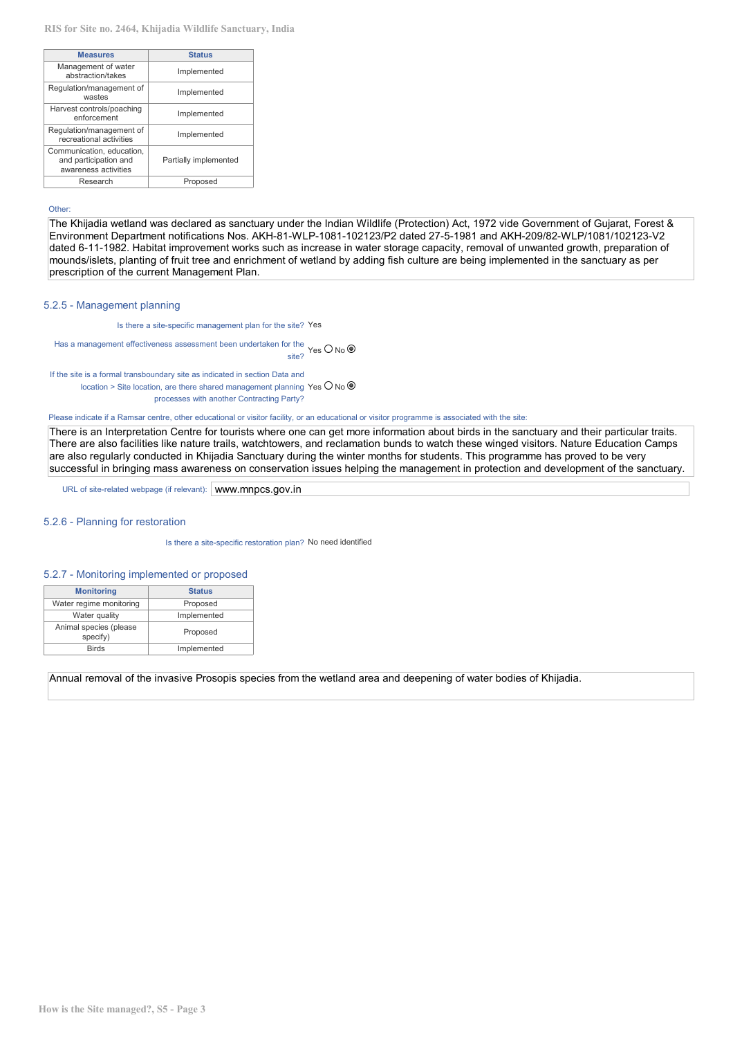| Measures | Status |
| --- | --- |
| Management of water abstraction/takes | Implemented |
| Regulation/management of wastes | Implemented |
| Harvest controls/poaching enforcement | Implemented |
| Regulation/management of recreational activities | Implemented |
| Communication, education, and participation and awareness activities | Partially implemented |
| Research | Proposed |

Other:

The Khijadia wetland was declared as sanctuary under the Indian Wildlife (Protection) Act, 1972 vide Government of Gujarat, Forest & Environment Department notifications Nos. AKH-81-WLP-1081-102123/P2 dated 27-5-1981 and AKH-209/82-WLP/1081/102123-V2 dated 6-11-1982. Habitat improvement works such as increase in water storage capacity, removal of unwanted growth, preparation of mounds/islets, planting of fruit tree and enrichment of wetland by adding fish culture are being implemented in the sanctuary as per prescription of the current Management Plan.

## 5.2.5 - Management planning

Is there a site-specific management plan for the site? Yes

Has a management effectiveness assessment been undertaken for the site? Yes ○ No ◉

If the site is a formal transboundary site as indicated in section Data and location > Site location, are there shared management planning processes with another Contracting Party? Yes ○ No ◉

Please indicate if a Ramsar centre, other educational or visitor facility, or an educational or visitor programme is associated with the site:

There is an Interpretation Centre for tourists where one can get more information about birds in the sanctuary and their particular traits. There are also facilities like nature trails, watchtowers, and reclamation bunds to watch these winged visitors. Nature Education Camps are also regularly conducted in Khijadia Sanctuary during the winter months for students. This programme has proved to be very successful in bringing mass awareness on conservation issues helping the management in protection and development of the sanctuary.

URL of site-related webpage (if relevant): www.mnpcs.gov.in

## 5.2.6 - Planning for restoration

Is there a site-specific restoration plan? No need identified

## 5.2.7 - Monitoring implemented or proposed

| Monitoring | Status |
| --- | --- |
| Water regime monitoring | Proposed |
| Water quality | Implemented |
| Animal species (please specify) | Proposed |
| Birds | Implemented |

Annual removal of the invasive Prosopis species from the wetland area and deepening of water bodies of Khijadia.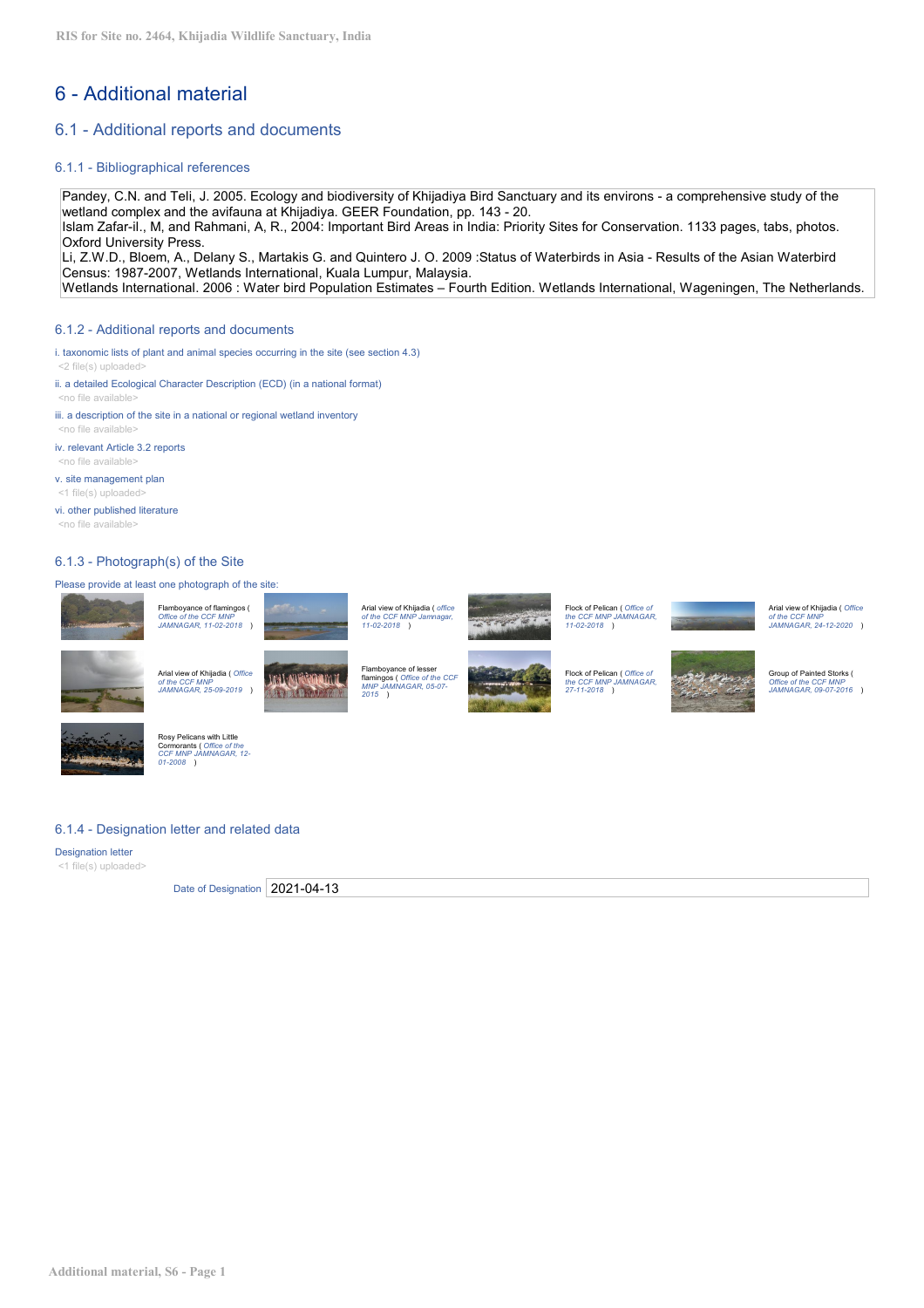# 6 - Additional material

## 6.1 - Additional reports and documents

### 6.1.1 - Bibliographical references

Pandey, C.N. and Teli, J. 2005. Ecology and biodiversity of Khijadiya Bird Sanctuary and its environs - a comprehensive study of the wetland complex and the avifauna at Khijadiya. GEER Foundation, pp. 143 - 20.
Islam Zafar-il., M, and Rahmani, A, R., 2004: Important Bird Areas in India: Priority Sites for Conservation. 1133 pages, tabs, photos. Oxford University Press.
Li, Z.W.D., Bloem, A., Delany S., Martakis G. and Quintero J. O. 2009 :Status of Waterbirds in Asia - Results of the Asian Waterbird Census: 1987-2007, Wetlands International, Kuala Lumpur, Malaysia.
Wetlands International. 2006 : Water bird Population Estimates – Fourth Edition. Wetlands International, Wageningen, The Netherlands.

### 6.1.2 - Additional reports and documents

i. taxonomic lists of plant and animal species occurring in the site (see section 4.3)
<2 file(s) uploaded>

ii. a detailed Ecological Character Description (ECD) (in a national format)
<no file available>

iii. a description of the site in a national or regional wetland inventory
<no file available>

iv. relevant Article 3.2 reports
<no file available>

v. site management plan
<1 file(s) uploaded>

vi. other published literature
<no file available>

### 6.1.3 - Photograph(s) of the Site

Please provide at least one photograph of the site:

Flamboyance of flamingos ( *Office of the CCF MNP JAMNAGAR, 11-02-2018* )

Arial view of Khijadia ( *office of the CCF MNP Jamnagar, 11-02-2018* )

Flock of Pelican ( *Office of the CCF MNP JAMNAGAR, 11-02-2018* )

Arial view of Khijadia ( *Office of the CCF MNP JAMNAGAR, 24-12-2020* )

Arial view of Khijadia ( *Office of the CCF MNP JAMNAGAR, 25-09-2019* )

Flamboyance of lesser flamingos ( *Office of the CCF MNP JAMNAGAR, 05-07-2015* )

Flock of Pelican ( *Office of the CCF MNP JAMNAGAR, 27-11-2018* )

Group of Painted Storks ( *Office of the CCF MNP JAMNAGAR, 09-07-2016* )

Rosy Pelicans with Little Cormorants ( *Office of the CCF MNP JAMNAGAR, 12-01-2008* )

### 6.1.4 - Designation letter and related data

Designation letter
<1 file(s) uploaded>

Date of Designation: 2021-04-13